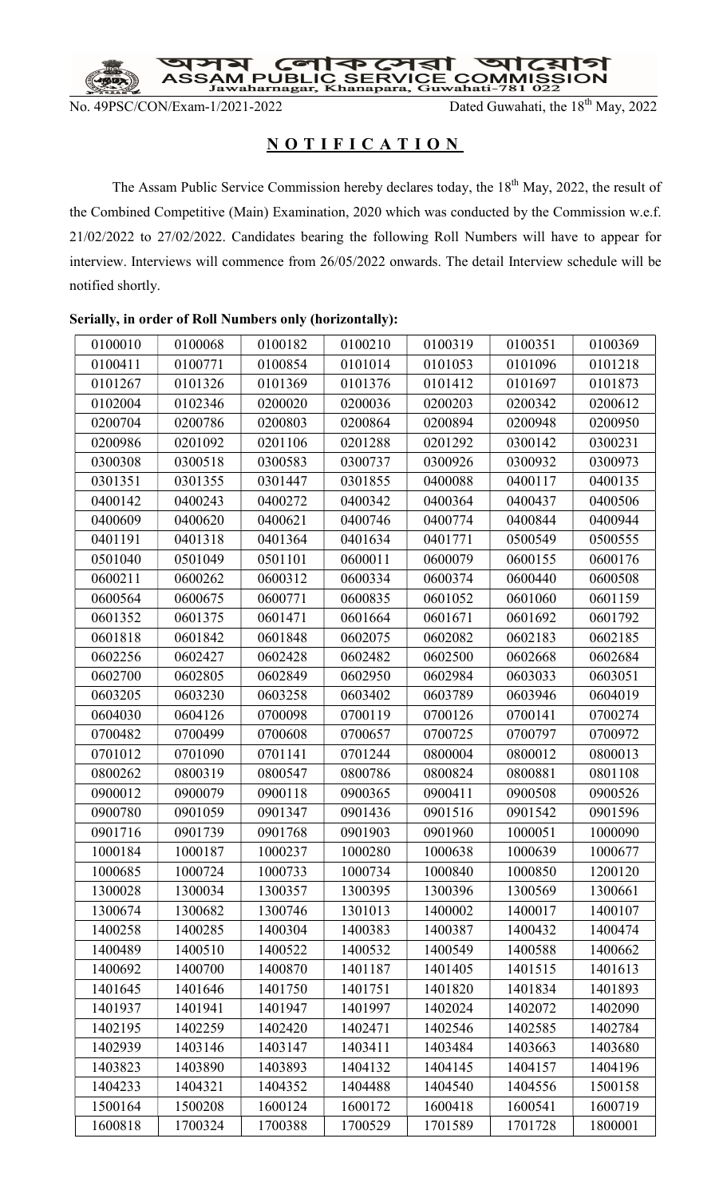অসম লোকসেৱা আয়োগ
ASSAM PUBLIC SERVICE COMMISSION
Jawaharnagar, Khanapara, Guwahati-781 022

No. 49PSC/CON/Exam-1/2021-2022 Dated Guwahati, the 18th May, 2022

## NOTIFICATION

The Assam Public Service Commission hereby declares today, the 18th May, 2022, the result of the Combined Competitive (Main) Examination, 2020 which was conducted by the Commission w.e.f. 21/02/2022 to 27/02/2022. Candidates bearing the following Roll Numbers will have to appear for interview. Interviews will commence from 26/05/2022 onwards. The detail Interview schedule will be notified shortly.

**Serially, in order of Roll Numbers only (horizontally):**

| | | | | | | |
|---|---|---|---|---|---|---|
| 0100010 | 0100068 | 0100182 | 0100210 | 0100319 | 0100351 | 0100369 |
| 0100411 | 0100771 | 0100854 | 0101014 | 0101053 | 0101096 | 0101218 |
| 0101267 | 0101326 | 0101369 | 0101376 | 0101412 | 0101697 | 0101873 |
| 0102004 | 0102346 | 0200020 | 0200036 | 0200203 | 0200342 | 0200612 |
| 0200704 | 0200786 | 0200803 | 0200864 | 0200894 | 0200948 | 0200950 |
| 0200986 | 0201092 | 0201106 | 0201288 | 0201292 | 0300142 | 0300231 |
| 0300308 | 0300518 | 0300583 | 0300737 | 0300926 | 0300932 | 0300973 |
| 0301351 | 0301355 | 0301447 | 0301855 | 0400088 | 0400117 | 0400135 |
| 0400142 | 0400243 | 0400272 | 0400342 | 0400364 | 0400437 | 0400506 |
| 0400609 | 0400620 | 0400621 | 0400746 | 0400774 | 0400844 | 0400944 |
| 0401191 | 0401318 | 0401364 | 0401634 | 0401771 | 0500549 | 0500555 |
| 0501040 | 0501049 | 0501101 | 0600011 | 0600079 | 0600155 | 0600176 |
| 0600211 | 0600262 | 0600312 | 0600334 | 0600374 | 0600440 | 0600508 |
| 0600564 | 0600675 | 0600771 | 0600835 | 0601052 | 0601060 | 0601159 |
| 0601352 | 0601375 | 0601471 | 0601664 | 0601671 | 0601692 | 0601792 |
| 0601818 | 0601842 | 0601848 | 0602075 | 0602082 | 0602183 | 0602185 |
| 0602256 | 0602427 | 0602428 | 0602482 | 0602500 | 0602668 | 0602684 |
| 0602700 | 0602805 | 0602849 | 0602950 | 0602984 | 0603033 | 0603051 |
| 0603205 | 0603230 | 0603258 | 0603402 | 0603789 | 0603946 | 0604019 |
| 0604030 | 0604126 | 0700098 | 0700119 | 0700126 | 0700141 | 0700274 |
| 0700482 | 0700499 | 0700608 | 0700657 | 0700725 | 0700797 | 0700972 |
| 0701012 | 0701090 | 0701141 | 0701244 | 0800004 | 0800012 | 0800013 |
| 0800262 | 0800319 | 0800547 | 0800786 | 0800824 | 0800881 | 0801108 |
| 0900012 | 0900079 | 0900118 | 0900365 | 0900411 | 0900508 | 0900526 |
| 0900780 | 0901059 | 0901347 | 0901436 | 0901516 | 0901542 | 0901596 |
| 0901716 | 0901739 | 0901768 | 0901903 | 0901960 | 1000051 | 1000090 |
| 1000184 | 1000187 | 1000237 | 1000280 | 1000638 | 1000639 | 1000677 |
| 1000685 | 1000724 | 1000733 | 1000734 | 1000840 | 1000850 | 1200120 |
| 1300028 | 1300034 | 1300357 | 1300395 | 1300396 | 1300569 | 1300661 |
| 1300674 | 1300682 | 1300746 | 1301013 | 1400002 | 1400017 | 1400107 |
| 1400258 | 1400285 | 1400304 | 1400383 | 1400387 | 1400432 | 1400474 |
| 1400489 | 1400510 | 1400522 | 1400532 | 1400549 | 1400588 | 1400662 |
| 1400692 | 1400700 | 1400870 | 1401187 | 1401405 | 1401515 | 1401613 |
| 1401645 | 1401646 | 1401750 | 1401751 | 1401820 | 1401834 | 1401893 |
| 1401937 | 1401941 | 1401947 | 1401997 | 1402024 | 1402072 | 1402090 |
| 1402195 | 1402259 | 1402420 | 1402471 | 1402546 | 1402585 | 1402784 |
| 1402939 | 1403146 | 1403147 | 1403411 | 1403484 | 1403663 | 1403680 |
| 1403823 | 1403890 | 1403893 | 1404132 | 1404145 | 1404157 | 1404196 |
| 1404233 | 1404321 | 1404352 | 1404488 | 1404540 | 1404556 | 1500158 |
| 1500164 | 1500208 | 1600124 | 1600172 | 1600418 | 1600541 | 1600719 |
| 1600818 | 1700324 | 1700388 | 1700529 | 1701589 | 1701728 | 1800001 |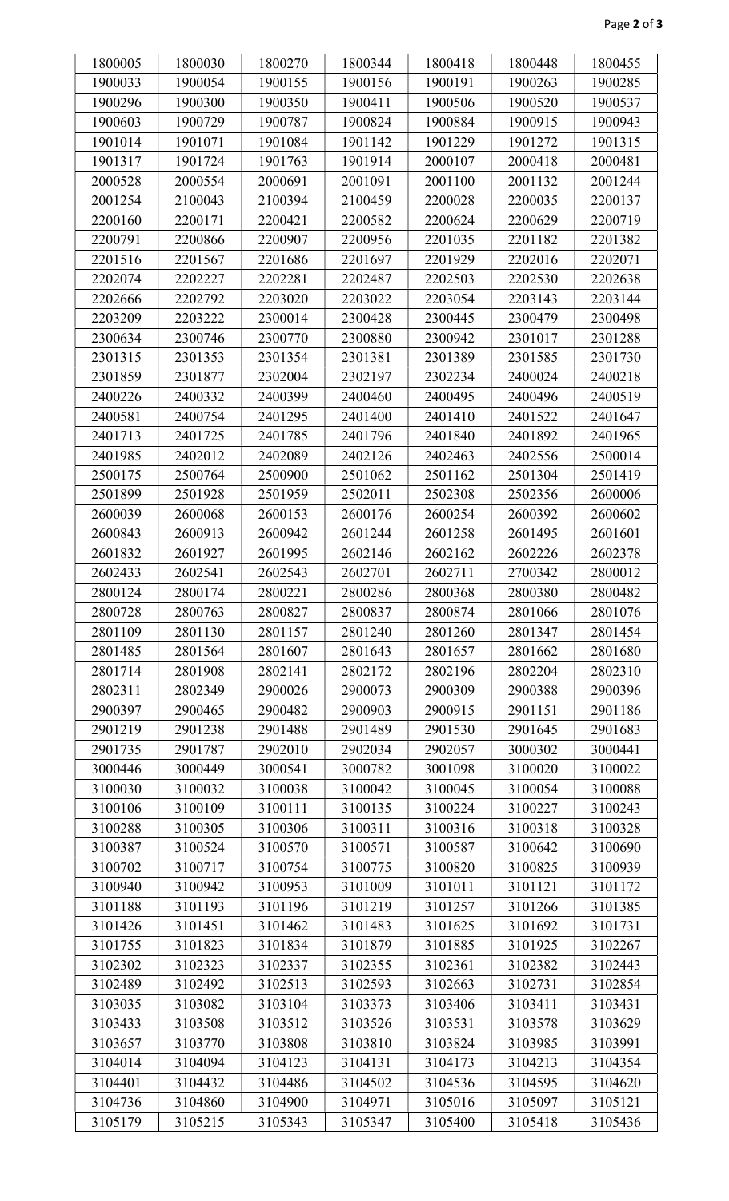| 1800005 | 1800030 | 1800270 | 1800344 | 1800418 | 1800448 | 1800455 |
|---|---|---|---|---|---|---|
| 1900033 | 1900054 | 1900155 | 1900156 | 1900191 | 1900263 | 1900285 |
| 1900296 | 1900300 | 1900350 | 1900411 | 1900506 | 1900520 | 1900537 |
| 1900603 | 1900729 | 1900787 | 1900824 | 1900884 | 1900915 | 1900943 |
| 1901014 | 1901071 | 1901084 | 1901142 | 1901229 | 1901272 | 1901315 |
| 1901317 | 1901724 | 1901763 | 1901914 | 2000107 | 2000418 | 2000481 |
| 2000528 | 2000554 | 2000691 | 2001091 | 2001100 | 2001132 | 2001244 |
| 2001254 | 2100043 | 2100394 | 2100459 | 2200028 | 2200035 | 2200137 |
| 2200160 | 2200171 | 2200421 | 2200582 | 2200624 | 2200629 | 2200719 |
| 2200791 | 2200866 | 2200907 | 2200956 | 2201035 | 2201182 | 2201382 |
| 2201516 | 2201567 | 2201686 | 2201697 | 2201929 | 2202016 | 2202071 |
| 2202074 | 2202227 | 2202281 | 2202487 | 2202503 | 2202530 | 2202638 |
| 2202666 | 2202792 | 2203020 | 2203022 | 2203054 | 2203143 | 2203144 |
| 2203209 | 2203222 | 2300014 | 2300428 | 2300445 | 2300479 | 2300498 |
| 2300634 | 2300746 | 2300770 | 2300880 | 2300942 | 2301017 | 2301288 |
| 2301315 | 2301353 | 2301354 | 2301381 | 2301389 | 2301585 | 2301730 |
| 2301859 | 2301877 | 2302004 | 2302197 | 2302234 | 2400024 | 2400218 |
| 2400226 | 2400332 | 2400399 | 2400460 | 2400495 | 2400496 | 2400519 |
| 2400581 | 2400754 | 2401295 | 2401400 | 2401410 | 2401522 | 2401647 |
| 2401713 | 2401725 | 2401785 | 2401796 | 2401840 | 2401892 | 2401965 |
| 2401985 | 2402012 | 2402089 | 2402126 | 2402463 | 2402556 | 2500014 |
| 2500175 | 2500764 | 2500900 | 2501062 | 2501162 | 2501304 | 2501419 |
| 2501899 | 2501928 | 2501959 | 2502011 | 2502308 | 2502356 | 2600006 |
| 2600039 | 2600068 | 2600153 | 2600176 | 2600254 | 2600392 | 2600602 |
| 2600843 | 2600913 | 2600942 | 2601244 | 2601258 | 2601495 | 2601601 |
| 2601832 | 2601927 | 2601995 | 2602146 | 2602162 | 2602226 | 2602378 |
| 2602433 | 2602541 | 2602543 | 2602701 | 2602711 | 2700342 | 2800012 |
| 2800124 | 2800174 | 2800221 | 2800286 | 2800368 | 2800380 | 2800482 |
| 2800728 | 2800763 | 2800827 | 2800837 | 2800874 | 2801066 | 2801076 |
| 2801109 | 2801130 | 2801157 | 2801240 | 2801260 | 2801347 | 2801454 |
| 2801485 | 2801564 | 2801607 | 2801643 | 2801657 | 2801662 | 2801680 |
| 2801714 | 2801908 | 2802141 | 2802172 | 2802196 | 2802204 | 2802310 |
| 2802311 | 2802349 | 2900026 | 2900073 | 2900309 | 2900388 | 2900396 |
| 2900397 | 2900465 | 2900482 | 2900903 | 2900915 | 2901151 | 2901186 |
| 2901219 | 2901238 | 2901488 | 2901489 | 2901530 | 2901645 | 2901683 |
| 2901735 | 2901787 | 2902010 | 2902034 | 2902057 | 3000302 | 3000441 |
| 3000446 | 3000449 | 3000541 | 3000782 | 3001098 | 3100020 | 3100022 |
| 3100030 | 3100032 | 3100038 | 3100042 | 3100045 | 3100054 | 3100088 |
| 3100106 | 3100109 | 3100111 | 3100135 | 3100224 | 3100227 | 3100243 |
| 3100288 | 3100305 | 3100306 | 3100311 | 3100316 | 3100318 | 3100328 |
| 3100387 | 3100524 | 3100570 | 3100571 | 3100587 | 3100642 | 3100690 |
| 3100702 | 3100717 | 3100754 | 3100775 | 3100820 | 3100825 | 3100939 |
| 3100940 | 3100942 | 3100953 | 3101009 | 3101011 | 3101121 | 3101172 |
| 3101188 | 3101193 | 3101196 | 3101219 | 3101257 | 3101266 | 3101385 |
| 3101426 | 3101451 | 3101462 | 3101483 | 3101625 | 3101692 | 3101731 |
| 3101755 | 3101823 | 3101834 | 3101879 | 3101885 | 3101925 | 3102267 |
| 3102302 | 3102323 | 3102337 | 3102355 | 3102361 | 3102382 | 3102443 |
| 3102489 | 3102492 | 3102513 | 3102593 | 3102663 | 3102731 | 3102854 |
| 3103035 | 3103082 | 3103104 | 3103373 | 3103406 | 3103411 | 3103431 |
| 3103433 | 3103508 | 3103512 | 3103526 | 3103531 | 3103578 | 3103629 |
| 3103657 | 3103770 | 3103808 | 3103810 | 3103824 | 3103985 | 3103991 |
| 3104014 | 3104094 | 3104123 | 3104131 | 3104173 | 3104213 | 3104354 |
| 3104401 | 3104432 | 3104486 | 3104502 | 3104536 | 3104595 | 3104620 |
| 3104736 | 3104860 | 3104900 | 3104971 | 3105016 | 3105097 | 3105121 |
| 3105179 | 3105215 | 3105343 | 3105347 | 3105400 | 3105418 | 3105436 |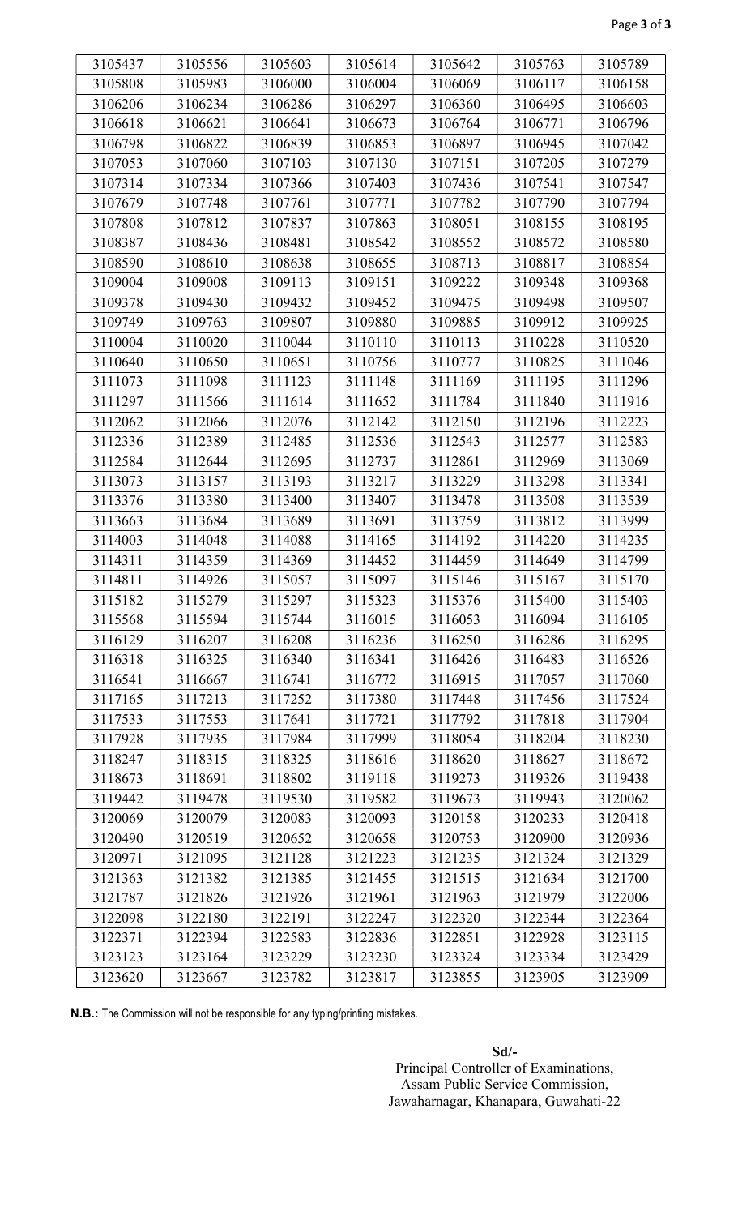| | | | | | | |
|---|---|---|---|---|---|---|
| 3105437 | 3105556 | 3105603 | 3105614 | 3105642 | 3105763 | 3105789 |
| 3105808 | 3105983 | 3106000 | 3106004 | 3106069 | 3106117 | 3106158 |
| 3106206 | 3106234 | 3106286 | 3106297 | 3106360 | 3106495 | 3106603 |
| 3106618 | 3106621 | 3106641 | 3106673 | 3106764 | 3106771 | 3106796 |
| 3106798 | 3106822 | 3106839 | 3106853 | 3106897 | 3106945 | 3107042 |
| 3107053 | 3107060 | 3107103 | 3107130 | 3107151 | 3107205 | 3107279 |
| 3107314 | 3107334 | 3107366 | 3107403 | 3107436 | 3107541 | 3107547 |
| 3107679 | 3107748 | 3107761 | 3107771 | 3107782 | 3107790 | 3107794 |
| 3107808 | 3107812 | 3107837 | 3107863 | 3108051 | 3108155 | 3108195 |
| 3108387 | 3108436 | 3108481 | 3108542 | 3108552 | 3108572 | 3108580 |
| 3108590 | 3108610 | 3108638 | 3108655 | 3108713 | 3108817 | 3108854 |
| 3109004 | 3109008 | 3109113 | 3109151 | 3109222 | 3109348 | 3109368 |
| 3109378 | 3109430 | 3109432 | 3109452 | 3109475 | 3109498 | 3109507 |
| 3109749 | 3109763 | 3109807 | 3109880 | 3109885 | 3109912 | 3109925 |
| 3110004 | 3110020 | 3110044 | 3110110 | 3110113 | 3110228 | 3110520 |
| 3110640 | 3110650 | 3110651 | 3110756 | 3110777 | 3110825 | 3111046 |
| 3111073 | 3111098 | 3111123 | 3111148 | 3111169 | 3111195 | 3111296 |
| 3111297 | 3111566 | 3111614 | 3111652 | 3111784 | 3111840 | 3111916 |
| 3112062 | 3112066 | 3112076 | 3112142 | 3112150 | 3112196 | 3112223 |
| 3112336 | 3112389 | 3112485 | 3112536 | 3112543 | 3112577 | 3112583 |
| 3112584 | 3112644 | 3112695 | 3112737 | 3112861 | 3112969 | 3113069 |
| 3113073 | 3113157 | 3113193 | 3113217 | 3113229 | 3113298 | 3113341 |
| 3113376 | 3113380 | 3113400 | 3113407 | 3113478 | 3113508 | 3113539 |
| 3113663 | 3113684 | 3113689 | 3113691 | 3113759 | 3113812 | 3113999 |
| 3114003 | 3114048 | 3114088 | 3114165 | 3114192 | 3114220 | 3114235 |
| 3114311 | 3114359 | 3114369 | 3114452 | 3114459 | 3114649 | 3114799 |
| 3114811 | 3114926 | 3115057 | 3115097 | 3115146 | 3115167 | 3115170 |
| 3115182 | 3115279 | 3115297 | 3115323 | 3115376 | 3115400 | 3115403 |
| 3115568 | 3115594 | 3115744 | 3116015 | 3116053 | 3116094 | 3116105 |
| 3116129 | 3116207 | 3116208 | 3116236 | 3116250 | 3116286 | 3116295 |
| 3116318 | 3116325 | 3116340 | 3116341 | 3116426 | 3116483 | 3116526 |
| 3116541 | 3116667 | 3116741 | 3116772 | 3116915 | 3117057 | 3117060 |
| 3117165 | 3117213 | 3117252 | 3117380 | 3117448 | 3117456 | 3117524 |
| 3117533 | 3117553 | 3117641 | 3117721 | 3117792 | 3117818 | 3117904 |
| 3117928 | 3117935 | 3117984 | 3117999 | 3118054 | 3118204 | 3118230 |
| 3118247 | 3118315 | 3118325 | 3118616 | 3118620 | 3118627 | 3118672 |
| 3118673 | 3118691 | 3118802 | 3119118 | 3119273 | 3119326 | 3119438 |
| 3119442 | 3119478 | 3119530 | 3119582 | 3119673 | 3119943 | 3120062 |
| 3120069 | 3120079 | 3120083 | 3120093 | 3120158 | 3120233 | 3120418 |
| 3120490 | 3120519 | 3120652 | 3120658 | 3120753 | 3120900 | 3120936 |
| 3120971 | 3121095 | 3121128 | 3121223 | 3121235 | 3121324 | 3121329 |
| 3121363 | 3121382 | 3121385 | 3121455 | 3121515 | 3121634 | 3121700 |
| 3121787 | 3121826 | 3121926 | 3121961 | 3121963 | 3121979 | 3122006 |
| 3122098 | 3122180 | 3122191 | 3122247 | 3122320 | 3122344 | 3122364 |
| 3122371 | 3122394 | 3122583 | 3122836 | 3122851 | 3122928 | 3123115 |
| 3123123 | 3123164 | 3123229 | 3123230 | 3123324 | 3123334 | 3123429 |
| 3123620 | 3123667 | 3123782 | 3123817 | 3123855 | 3123905 | 3123909 |

**N.B.:** The Commission will not be responsible for any typing/printing mistakes.

**Sd/-**
Principal Controller of Examinations,
Assam Public Service Commission,
Jawaharnagar, Khanapara, Guwahati-22